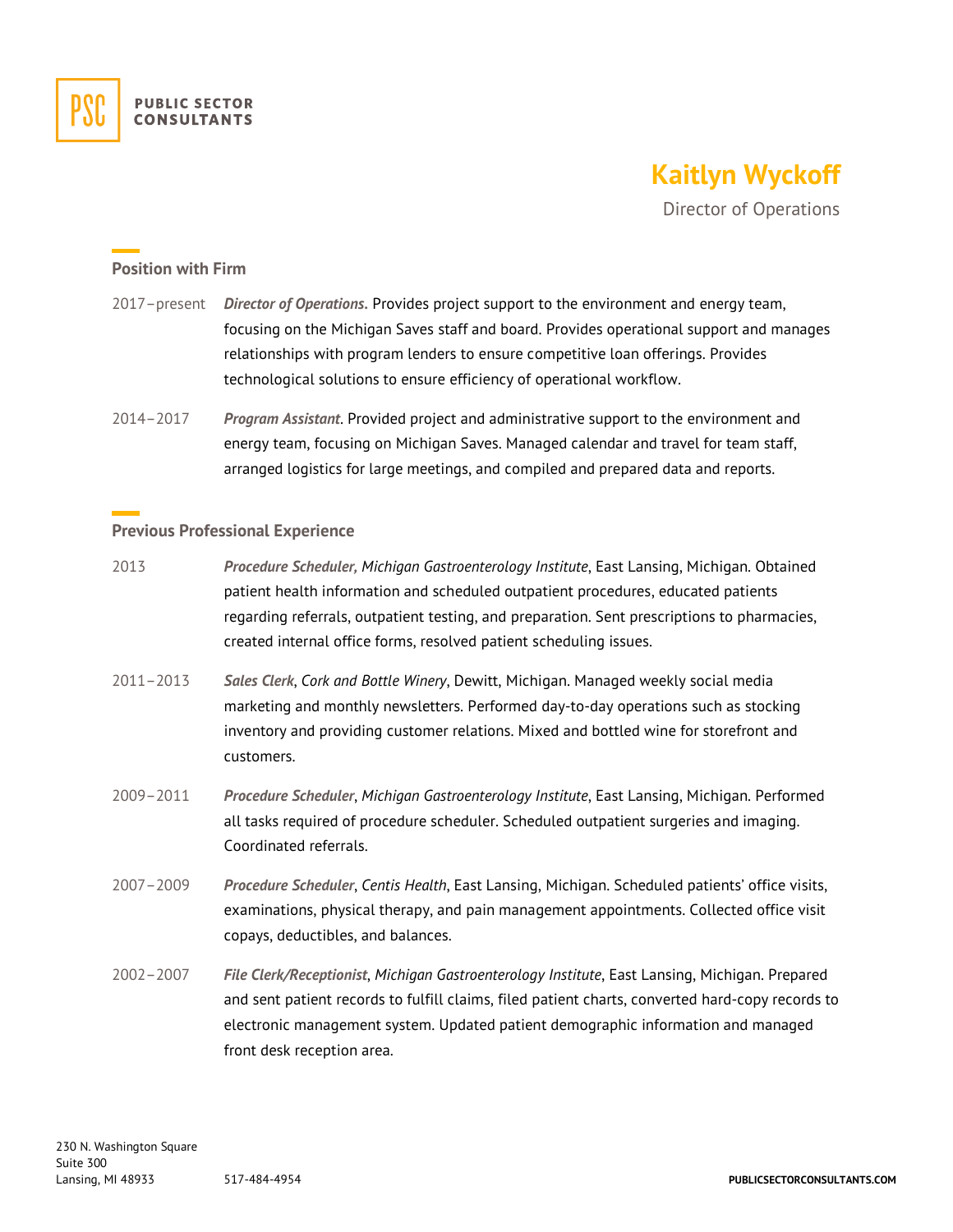PUBLIC SECTOR CONSULTANTS

# Kaitlyn Wyckoff

Director of Operations

## Position with Firm

2017–present **_Director of Operations_**. Provides project support to the environment and energy team, focusing on the Michigan Saves staff and board. Provides operational support and manages relationships with program lenders to ensure competitive loan offerings. Provides technological solutions to ensure efficiency of operational workflow.

2014–2017 **_Program Assistant_**. Provided project and administrative support to the environment and energy team, focusing on Michigan Saves. Managed calendar and travel for team staff, arranged logistics for large meetings, and compiled and prepared data and reports.

## Previous Professional Experience

2013 **_Procedure Scheduler,_** *Michigan Gastroenterology Institute*, East Lansing, Michigan. Obtained patient health information and scheduled outpatient procedures, educated patients regarding referrals, outpatient testing, and preparation. Sent prescriptions to pharmacies, created internal office forms, resolved patient scheduling issues.

2011–2013 **_Sales Clerk_**, *Cork and Bottle Winery*, Dewitt, Michigan. Managed weekly social media marketing and monthly newsletters. Performed day-to-day operations such as stocking inventory and providing customer relations. Mixed and bottled wine for storefront and customers.

2009–2011 **_Procedure Scheduler_**, *Michigan Gastroenterology Institute*, East Lansing, Michigan. Performed all tasks required of procedure scheduler. Scheduled outpatient surgeries and imaging. Coordinated referrals.

2007–2009 **_Procedure Scheduler_**, *Centis Health*, East Lansing, Michigan. Scheduled patients' office visits, examinations, physical therapy, and pain management appointments. Collected office visit copays, deductibles, and balances.

2002–2007 **_File Clerk/Receptionist_**, *Michigan Gastroenterology Institute*, East Lansing, Michigan. Prepared and sent patient records to fulfill claims, filed patient charts, converted hard-copy records to electronic management system. Updated patient demographic information and managed front desk reception area.

230 N. Washington Square
Suite 300
Lansing, MI 48933 517-484-4954 PUBLICSECTORCONSULTANTS.COM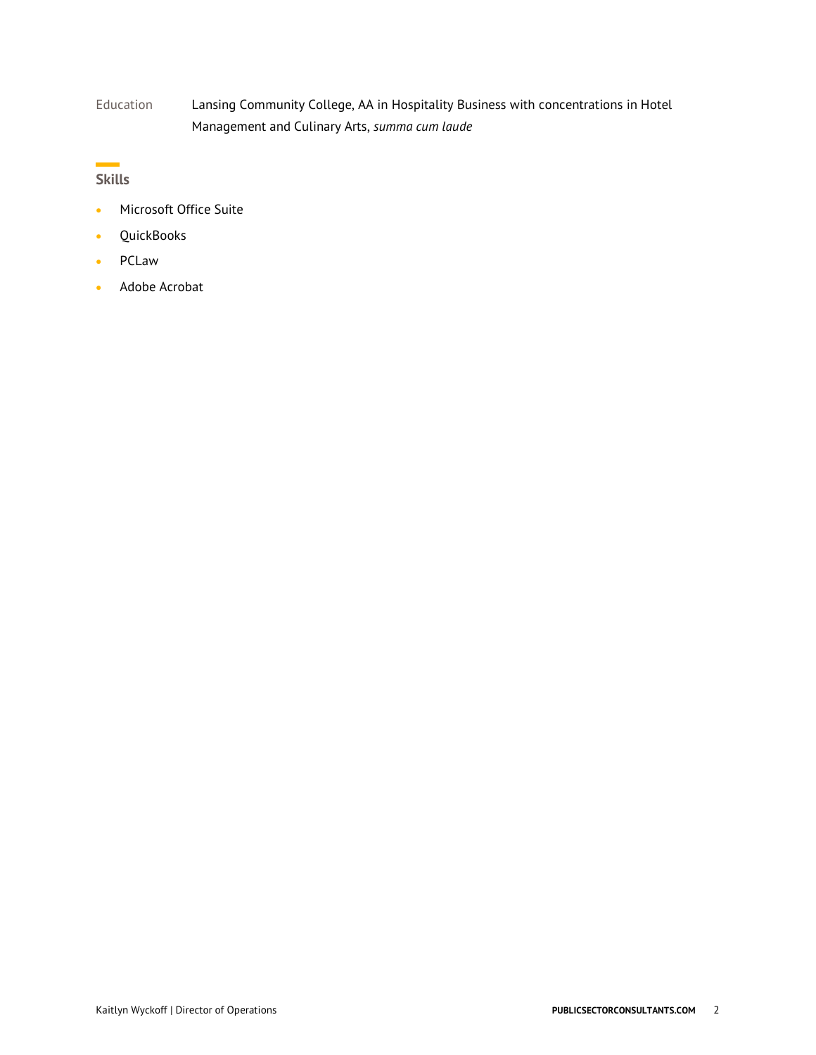Education Lansing Community College, AA in Hospitality Business with concentrations in Hotel Management and Culinary Arts, *summa cum laude*

## Skills

- Microsoft Office Suite
- QuickBooks
- PCLaw
- Adobe Acrobat